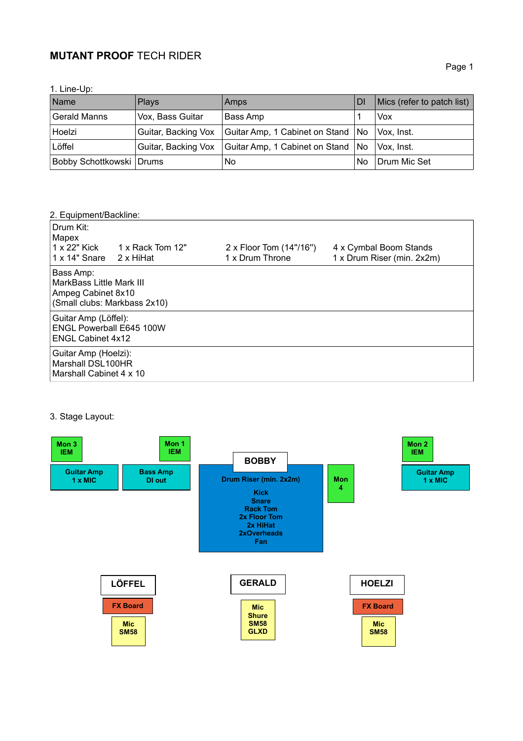# **MUTANT PROOF** TECH RIDER

1. Line-Up:

| Name | Plays | Amps | DI | Mics (refer to patch list) |
|---|---|---|---|---|
| Gerald Manns | Vox, Bass Guitar | Bass Amp | 1 | Vox |
| Hoelzi | Guitar, Backing Vox | Guitar Amp, 1 Cabinet on Stand | No | Vox, Inst. |
| Löffel | Guitar, Backing Vox | Guitar Amp, 1 Cabinet on Stand | No | Vox, Inst. |
| Bobby Schottkowski | Drums | No | No | Drum Mic Set |

2. Equipment/Backline:

| |
|---|
| Drum Kit:<br>Mapex<br>1 x 22" Kick 1 x Rack Tom 12" 2 x Floor Tom (14"/16") 4 x Cymbal Boom Stands<br>1 x 14" Snare 2 x HiHat 1 x Drum Throne 1 x Drum Riser (min. 2x2m) |
| Bass Amp:<br>MarkBass Little Mark III<br>Ampeg Cabinet 8x10<br>(Small clubs: Markbass 2x10) |
| Guitar Amp (Löffel):<br>ENGL Powerball E645 100W<br>ENGL Cabinet 4x12 |
| Guitar Amp (Hoelzi):<br>Marshall DSL100HR<br>Marshall Cabinet 4 x 10 |

3. Stage Layout:

**Mon 3 IEM** / **Guitar Amp 1 x MIC**

**Mon 1 IEM** / **Bass Amp DI out**

**BOBBY**

**Drum Riser (min. 2x2m)**
**Kick**
**Snare**
**Rack Tom**
**2x Floor Tom**
**2x HiHat**
**2xOverheads**
**Fan**

**Mon 4**

**Mon 2 IEM** / **Guitar Amp 1 x MIC**

**LÖFFEL** — **FX Board** — **Mic SM58**

**GERALD** — **Mic Shure SM58 GLXD**

**HOELZI** — **FX Board** — **Mic SM58**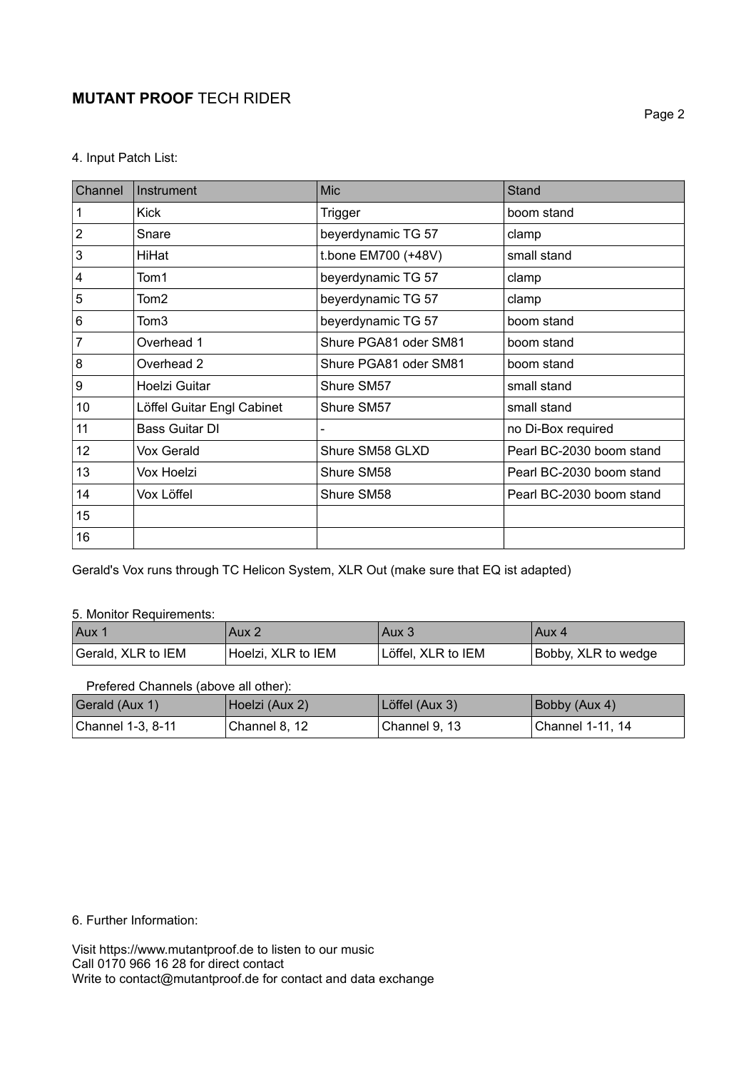# **MUTANT PROOF** TECH RIDER

4. Input Patch List:

| Channel | Instrument | Mic | Stand |
|---|---|---|---|
| 1 | Kick | Trigger | boom stand |
| 2 | Snare | beyerdynamic TG 57 | clamp |
| 3 | HiHat | t.bone EM700 (+48V) | small stand |
| 4 | Tom1 | beyerdynamic TG 57 | clamp |
| 5 | Tom2 | beyerdynamic TG 57 | clamp |
| 6 | Tom3 | beyerdynamic TG 57 | boom stand |
| 7 | Overhead 1 | Shure PGA81 oder SM81 | boom stand |
| 8 | Overhead 2 | Shure PGA81 oder SM81 | boom stand |
| 9 | Hoelzi Guitar | Shure SM57 | small stand |
| 10 | Löffel Guitar Engl Cabinet | Shure SM57 | small stand |
| 11 | Bass Guitar DI | - | no Di-Box required |
| 12 | Vox Gerald | Shure SM58 GLXD | Pearl BC-2030 boom stand |
| 13 | Vox Hoelzi | Shure SM58 | Pearl BC-2030 boom stand |
| 14 | Vox Löffel | Shure SM58 | Pearl BC-2030 boom stand |
| 15 | | | |
| 16 | | | |

Gerald's Vox runs through TC Helicon System, XLR Out (make sure that EQ ist adapted)

5. Monitor Requirements:

| Aux 1 | Aux 2 | Aux 3 | Aux 4 |
|---|---|---|---|
| Gerald, XLR to IEM | Hoelzi, XLR to IEM | Löffel, XLR to IEM | Bobby, XLR to wedge |

Prefered Channels (above all other):

| Gerald (Aux 1) | Hoelzi (Aux 2) | Löffel (Aux 3) | Bobby (Aux 4) |
|---|---|---|---|
| Channel 1-3, 8-11 | Channel 8, 12 | Channel 9, 13 | Channel 1-11, 14 |

6. Further Information:

Visit https://www.mutantproof.de to listen to our music
Call 0170 966 16 28 for direct contact
Write to contact@mutantproof.de for contact and data exchange